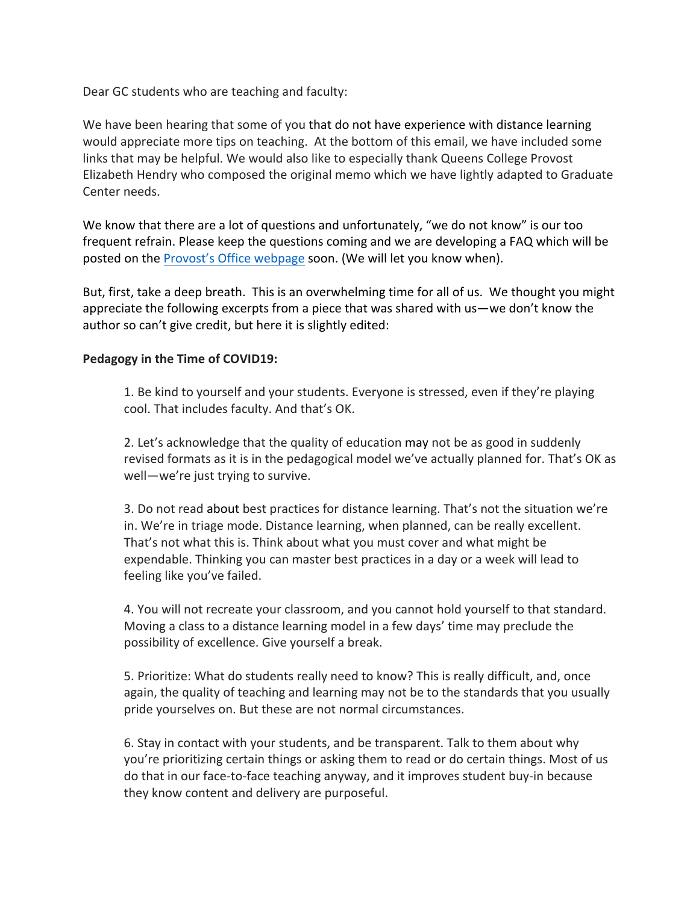Dear GC students who are teaching and faculty:

We have been hearing that some of you that do not have experience with distance learning would appreciate more tips on teaching. At the bottom of this email, we have included some links that may be helpful. We would also like to especially thank Queens College Provost Elizabeth Hendry who composed the original memo which we have lightly adapted to Graduate Center needs.

We know that there are a lot of questions and unfortunately, "we do not know" is our too frequent refrain. Please keep the questions coming and we are developing a FAQ which will be posted on the Provost's Office webpage soon. (We will let you know when).

But, first, take a deep breath. This is an overwhelming time for all of us. We thought you might appreciate the following excerpts from a piece that was shared with us—we don't know the author so can't give credit, but here it is slightly edited:

**Pedagogy in the Time of COVID19:**

1. Be kind to yourself and your students. Everyone is stressed, even if they're playing cool. That includes faculty. And that's OK.

2. Let's acknowledge that the quality of education may not be as good in suddenly revised formats as it is in the pedagogical model we've actually planned for. That's OK as well—we're just trying to survive.

3. Do not read about best practices for distance learning. That's not the situation we're in. We're in triage mode. Distance learning, when planned, can be really excellent. That's not what this is. Think about what you must cover and what might be expendable. Thinking you can master best practices in a day or a week will lead to feeling like you've failed.

4. You will not recreate your classroom, and you cannot hold yourself to that standard. Moving a class to a distance learning model in a few days' time may preclude the possibility of excellence. Give yourself a break.

5. Prioritize: What do students really need to know? This is really difficult, and, once again, the quality of teaching and learning may not be to the standards that you usually pride yourselves on. But these are not normal circumstances.

6. Stay in contact with your students, and be transparent. Talk to them about why you're prioritizing certain things or asking them to read or do certain things. Most of us do that in our face-to-face teaching anyway, and it improves student buy-in because they know content and delivery are purposeful.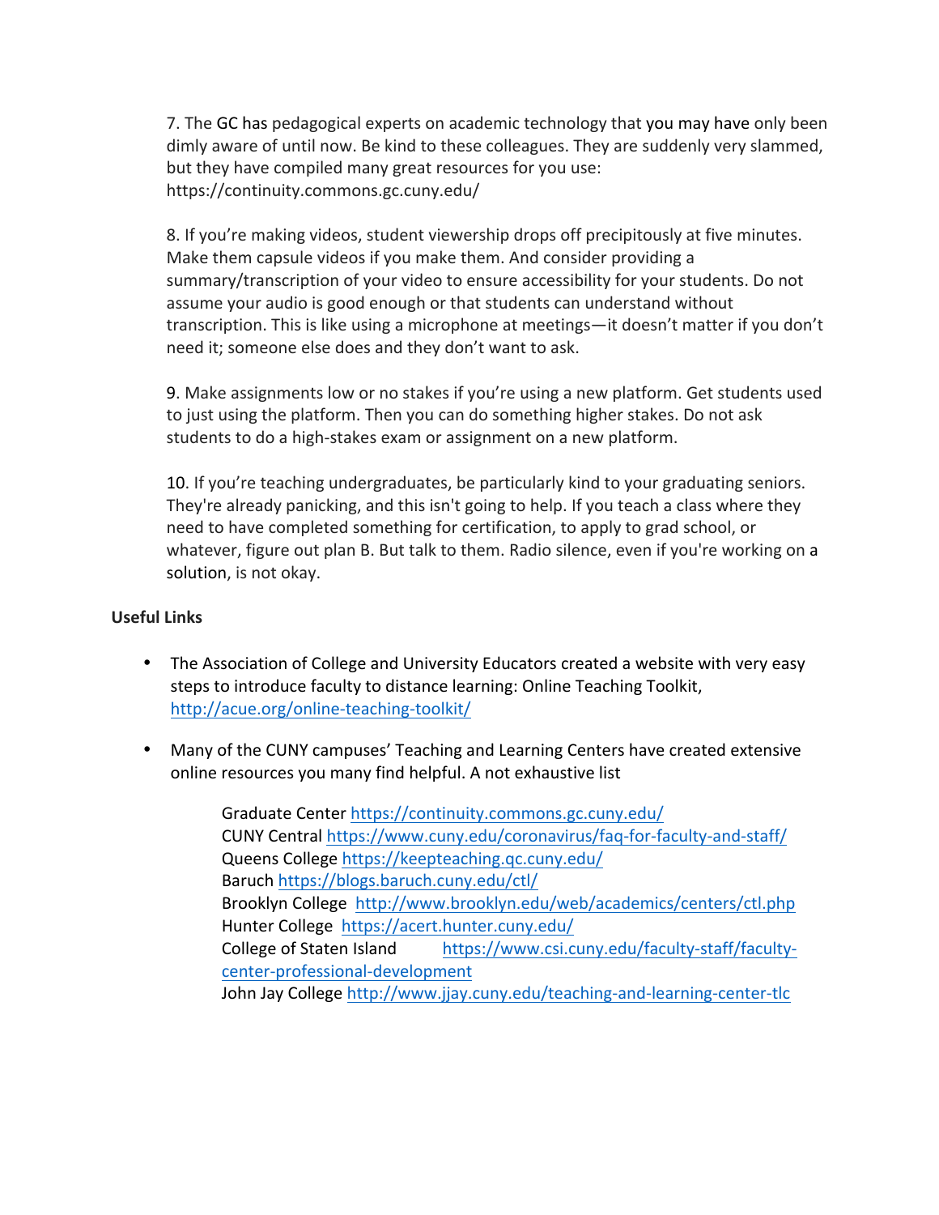7. The GC has pedagogical experts on academic technology that you may have only been dimly aware of until now. Be kind to these colleagues. They are suddenly very slammed, but they have compiled many great resources for you use: https://continuity.commons.gc.cuny.edu/

8. If you're making videos, student viewership drops off precipitously at five minutes. Make them capsule videos if you make them. And consider providing a summary/transcription of your video to ensure accessibility for your students. Do not assume your audio is good enough or that students can understand without transcription. This is like using a microphone at meetings—it doesn't matter if you don't need it; someone else does and they don't want to ask.

9. Make assignments low or no stakes if you're using a new platform. Get students used to just using the platform. Then you can do something higher stakes. Do not ask students to do a high-stakes exam or assignment on a new platform.

10. If you're teaching undergraduates, be particularly kind to your graduating seniors. They're already panicking, and this isn't going to help. If you teach a class where they need to have completed something for certification, to apply to grad school, or whatever, figure out plan B. But talk to them. Radio silence, even if you're working on a solution, is not okay.

**Useful Links**

- The Association of College and University Educators created a website with very easy steps to introduce faculty to distance learning: Online Teaching Toolkit, http://acue.org/online-teaching-toolkit/

- Many of the CUNY campuses' Teaching and Learning Centers have created extensive online resources you many find helpful. A not exhaustive list

  Graduate Center https://continuity.commons.gc.cuny.edu/
  CUNY Central https://www.cuny.edu/coronavirus/faq-for-faculty-and-staff/
  Queens College https://keepteaching.qc.cuny.edu/
  Baruch https://blogs.baruch.cuny.edu/ctl/
  Brooklyn College http://www.brooklyn.edu/web/academics/centers/ctl.php
  Hunter College https://acert.hunter.cuny.edu/
  College of Staten Island https://www.csi.cuny.edu/faculty-staff/faculty-center-professional-development
  John Jay College http://www.jjay.cuny.edu/teaching-and-learning-center-tlc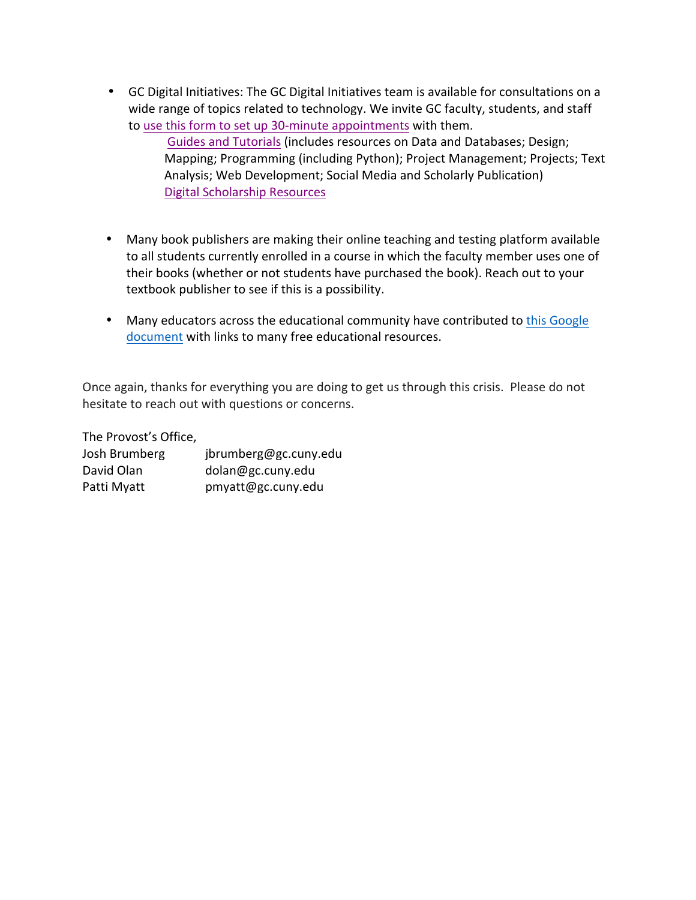- GC Digital Initiatives: The GC Digital Initiatives team is available for consultations on a wide range of topics related to technology. We invite GC faculty, students, and staff to use this form to set up 30-minute appointments with them.
  - Guides and Tutorials (includes resources on Data and Databases; Design; Mapping; Programming (including Python); Project Management; Projects; Text Analysis; Web Development; Social Media and Scholarly Publication)
  - Digital Scholarship Resources

- Many book publishers are making their online teaching and testing platform available to all students currently enrolled in a course in which the faculty member uses one of their books (whether or not students have purchased the book). Reach out to your textbook publisher to see if this is a possibility.

- Many educators across the educational community have contributed to this Google document with links to many free educational resources.

Once again, thanks for everything you are doing to get us through this crisis. Please do not hesitate to reach out with questions or concerns.

The Provost's Office,

| | |
|---|---|
| Josh Brumberg | jbrumberg@gc.cuny.edu |
| David Olan | dolan@gc.cuny.edu |
| Patti Myatt | pmyatt@gc.cuny.edu |